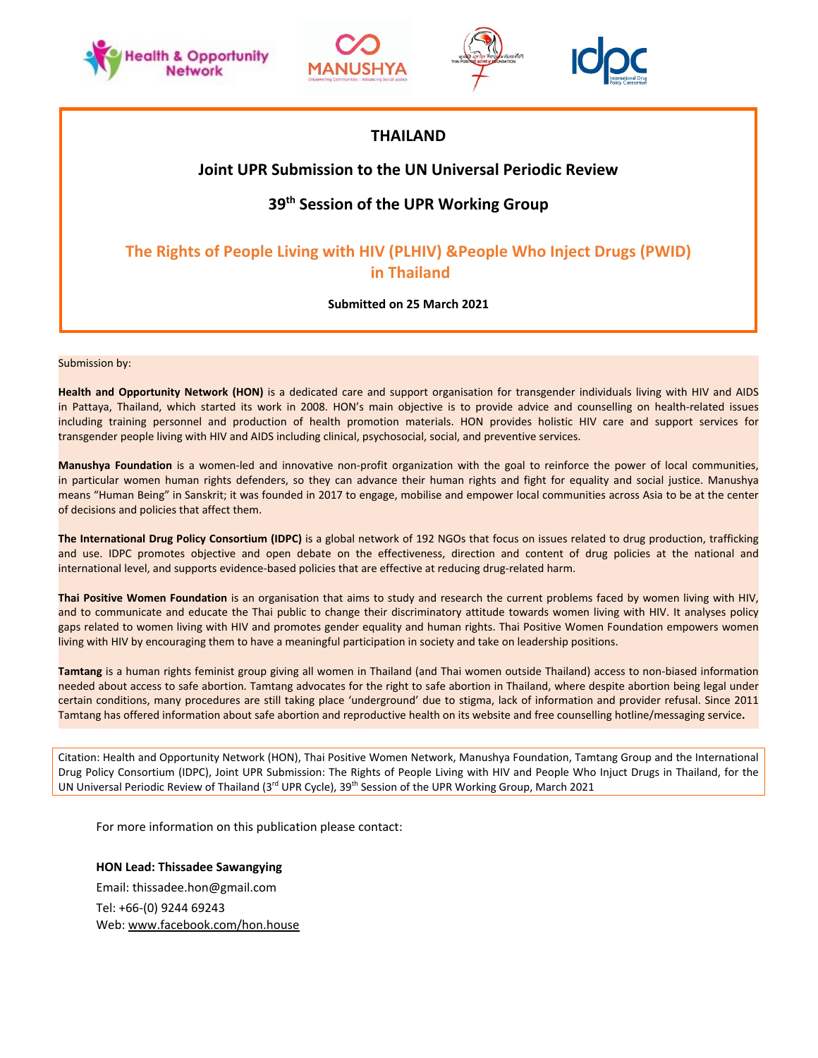# THAILAND

## Joint UPR Submission to the UN Universal Periodic Review

## 39th Session of the UPR Working Group

## The Rights of People Living with HIV (PLHIV) &People Who Inject Drugs (PWID) in Thailand

**Submitted on 25 March 2021**

Submission by:

**Health and Opportunity Network (HON)** is a dedicated care and support organisation for transgender individuals living with HIV and AIDS in Pattaya, Thailand, which started its work in 2008. HON's main objective is to provide advice and counselling on health-related issues including training personnel and production of health promotion materials. HON provides holistic HIV care and support services for transgender people living with HIV and AIDS including clinical, psychosocial, social, and preventive services.

**Manushya Foundation** is a women-led and innovative non-profit organization with the goal to reinforce the power of local communities, in particular women human rights defenders, so they can advance their human rights and fight for equality and social justice. Manushya means "Human Being" in Sanskrit; it was founded in 2017 to engage, mobilise and empower local communities across Asia to be at the center of decisions and policies that affect them.

**The International Drug Policy Consortium (IDPC)** is a global network of 192 NGOs that focus on issues related to drug production, trafficking and use. IDPC promotes objective and open debate on the effectiveness, direction and content of drug policies at the national and international level, and supports evidence-based policies that are effective at reducing drug-related harm.

**Thai Positive Women Foundation** is an organisation that aims to study and research the current problems faced by women living with HIV, and to communicate and educate the Thai public to change their discriminatory attitude towards women living with HIV. It analyses policy gaps related to women living with HIV and promotes gender equality and human rights. Thai Positive Women Foundation empowers women living with HIV by encouraging them to have a meaningful participation in society and take on leadership positions.

**Tamtang** is a human rights feminist group giving all women in Thailand (and Thai women outside Thailand) access to non-biased information needed about access to safe abortion. Tamtang advocates for the right to safe abortion in Thailand, where despite abortion being legal under certain conditions, many procedures are still taking place 'underground' due to stigma, lack of information and provider refusal. Since 2011 Tamtang has offered information about safe abortion and reproductive health on its website and free counselling hotline/messaging service**.**

Citation: Health and Opportunity Network (HON), Thai Positive Women Network, Manushya Foundation, Tamtang Group and the International Drug Policy Consortium (IDPC), Joint UPR Submission: The Rights of People Living with HIV and People Who Inject Drugs in Thailand, for the UN Universal Periodic Review of Thailand (3rd UPR Cycle), 39th Session of the UPR Working Group, March 2021

For more information on this publication please contact:

**HON Lead: Thissadee Sawangying**

Email: thissadee.hon@gmail.com

Tel: +66-(0) 9244 69243

Web: www.facebook.com/hon.house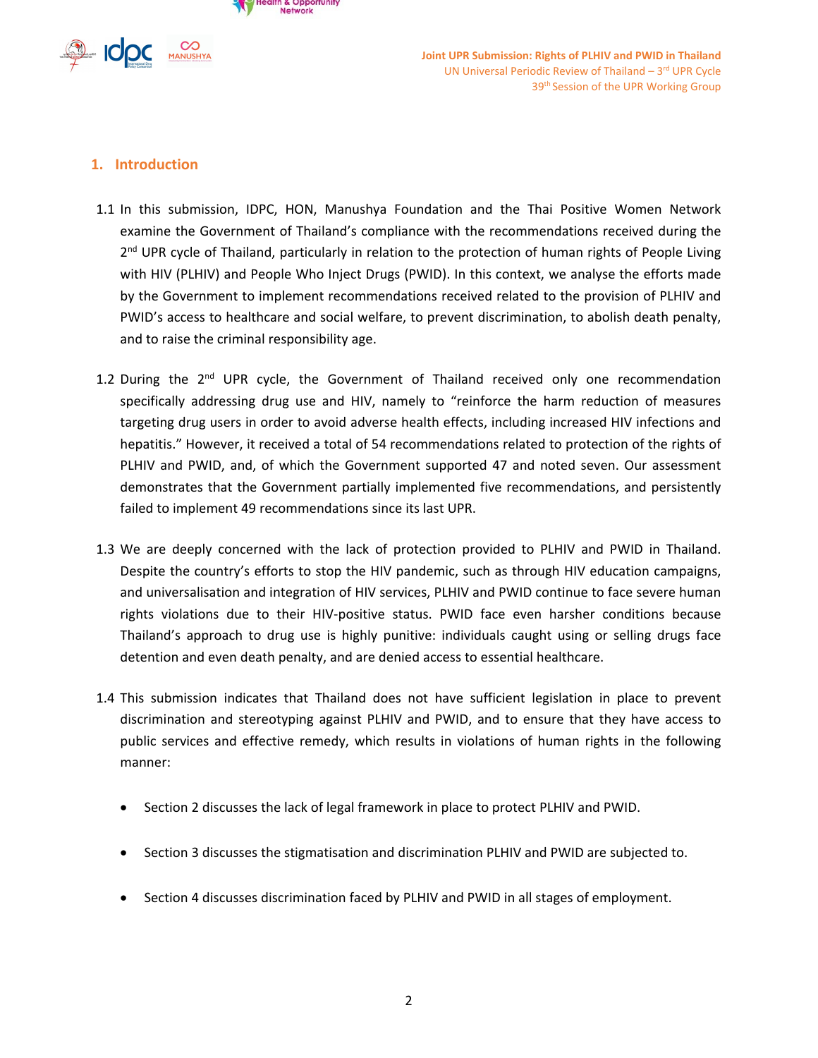## 1. Introduction

1.1 In this submission, IDPC, HON, Manushya Foundation and the Thai Positive Women Network examine the Government of Thailand's compliance with the recommendations received during the 2nd UPR cycle of Thailand, particularly in relation to the protection of human rights of People Living with HIV (PLHIV) and People Who Inject Drugs (PWID). In this context, we analyse the efforts made by the Government to implement recommendations received related to the provision of PLHIV and PWID's access to healthcare and social welfare, to prevent discrimination, to abolish death penalty, and to raise the criminal responsibility age.

1.2 During the 2nd UPR cycle, the Government of Thailand received only one recommendation specifically addressing drug use and HIV, namely to "reinforce the harm reduction of measures targeting drug users in order to avoid adverse health effects, including increased HIV infections and hepatitis." However, it received a total of 54 recommendations related to protection of the rights of PLHIV and PWID, and, of which the Government supported 47 and noted seven. Our assessment demonstrates that the Government partially implemented five recommendations, and persistently failed to implement 49 recommendations since its last UPR.

1.3 We are deeply concerned with the lack of protection provided to PLHIV and PWID in Thailand. Despite the country's efforts to stop the HIV pandemic, such as through HIV education campaigns, and universalisation and integration of HIV services, PLHIV and PWID continue to face severe human rights violations due to their HIV-positive status. PWID face even harsher conditions because Thailand's approach to drug use is highly punitive: individuals caught using or selling drugs face detention and even death penalty, and are denied access to essential healthcare.

1.4 This submission indicates that Thailand does not have sufficient legislation in place to prevent discrimination and stereotyping against PLHIV and PWID, and to ensure that they have access to public services and effective remedy, which results in violations of human rights in the following manner:

- Section 2 discusses the lack of legal framework in place to protect PLHIV and PWID.
- Section 3 discusses the stigmatisation and discrimination PLHIV and PWID are subjected to.
- Section 4 discusses discrimination faced by PLHIV and PWID in all stages of employment.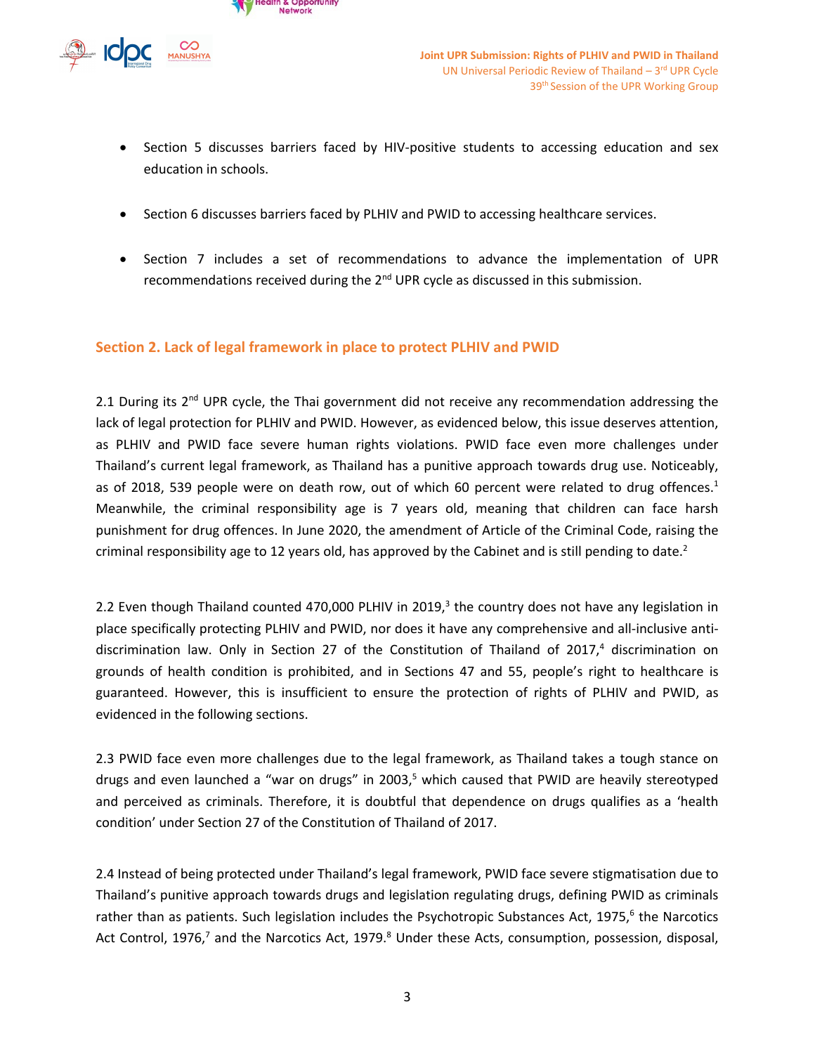- Section 5 discusses barriers faced by HIV-positive students to accessing education and sex education in schools.

- Section 6 discusses barriers faced by PLHIV and PWID to accessing healthcare services.

- Section 7 includes a set of recommendations to advance the implementation of UPR recommendations received during the 2nd UPR cycle as discussed in this submission.

## Section 2. Lack of legal framework in place to protect PLHIV and PWID

2.1 During its 2nd UPR cycle, the Thai government did not receive any recommendation addressing the lack of legal protection for PLHIV and PWID. However, as evidenced below, this issue deserves attention, as PLHIV and PWID face severe human rights violations. PWID face even more challenges under Thailand's current legal framework, as Thailand has a punitive approach towards drug use. Noticeably, as of 2018, 539 people were on death row, out of which 60 percent were related to drug offences.[1] Meanwhile, the criminal responsibility age is 7 years old, meaning that children can face harsh punishment for drug offences. In June 2020, the amendment of Article of the Criminal Code, raising the criminal responsibility age to 12 years old, has approved by the Cabinet and is still pending to date.[2]

2.2 Even though Thailand counted 470,000 PLHIV in 2019,[3] the country does not have any legislation in place specifically protecting PLHIV and PWID, nor does it have any comprehensive and all-inclusive anti-discrimination law. Only in Section 27 of the Constitution of Thailand of 2017,[4] discrimination on grounds of health condition is prohibited, and in Sections 47 and 55, people's right to healthcare is guaranteed. However, this is insufficient to ensure the protection of rights of PLHIV and PWID, as evidenced in the following sections.

2.3 PWID face even more challenges due to the legal framework, as Thailand takes a tough stance on drugs and even launched a "war on drugs" in 2003,[5] which caused that PWID are heavily stereotyped and perceived as criminals. Therefore, it is doubtful that dependence on drugs qualifies as a 'health condition' under Section 27 of the Constitution of Thailand of 2017.

2.4 Instead of being protected under Thailand's legal framework, PWID face severe stigmatisation due to Thailand's punitive approach towards drugs and legislation regulating drugs, defining PWID as criminals rather than as patients. Such legislation includes the Psychotropic Substances Act, 1975,[6] the Narcotics Act Control, 1976,[7] and the Narcotics Act, 1979.[8] Under these Acts, consumption, possession, disposal,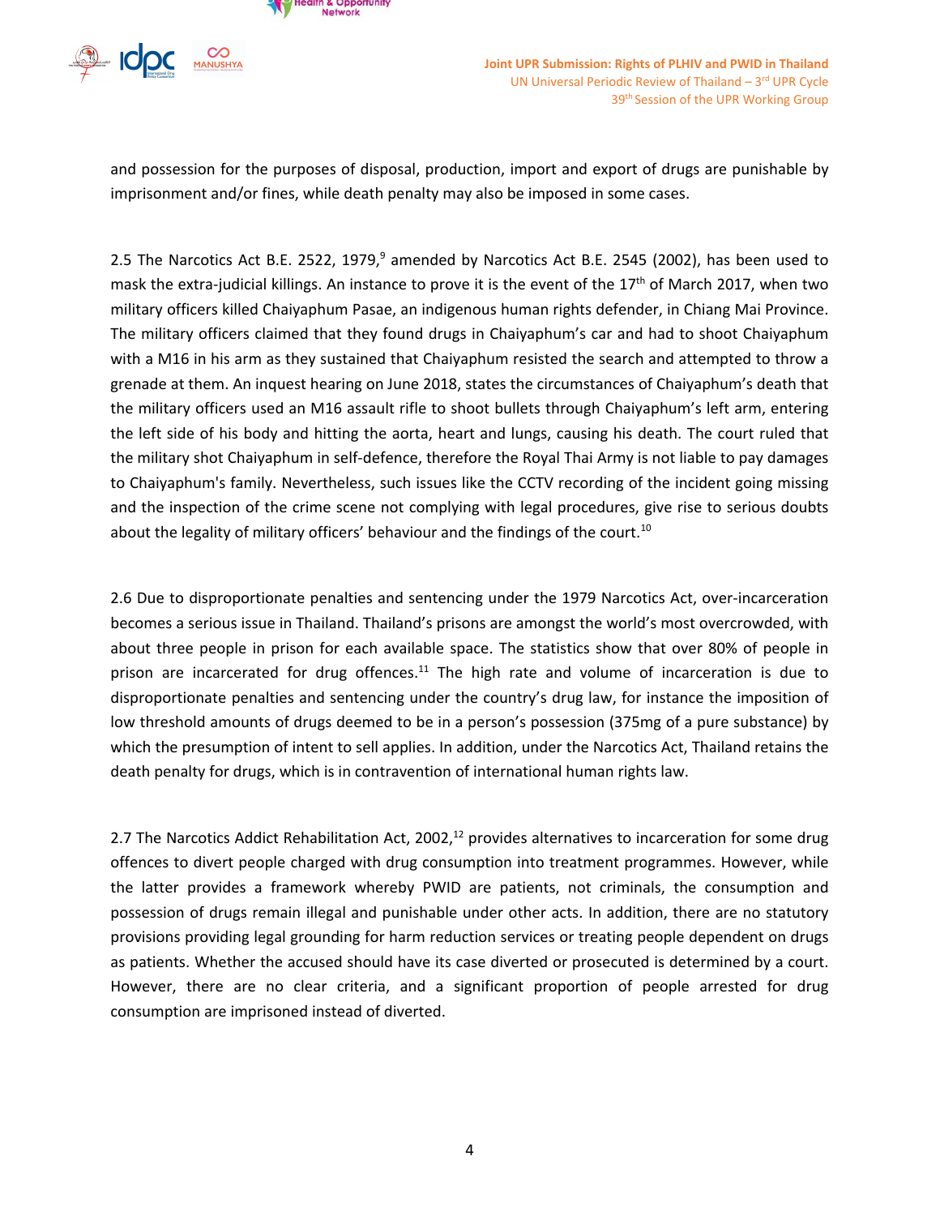and possession for the purposes of disposal, production, import and export of drugs are punishable by imprisonment and/or fines, while death penalty may also be imposed in some cases.

2.5 The Narcotics Act B.E. 2522, 1979,[9] amended by Narcotics Act B.E. 2545 (2002), has been used to mask the extra-judicial killings. An instance to prove it is the event of the 17th of March 2017, when two military officers killed Chaiyaphum Pasae, an indigenous human rights defender, in Chiang Mai Province. The military officers claimed that they found drugs in Chaiyaphum's car and had to shoot Chaiyaphum with a M16 in his arm as they sustained that Chaiyaphum resisted the search and attempted to throw a grenade at them. An inquest hearing on June 2018, states the circumstances of Chaiyaphum's death that the military officers used an M16 assault rifle to shoot bullets through Chaiyaphum's left arm, entering the left side of his body and hitting the aorta, heart and lungs, causing his death. The court ruled that the military shot Chaiyaphum in self-defence, therefore the Royal Thai Army is not liable to pay damages to Chaiyaphum's family. Nevertheless, such issues like the CCTV recording of the incident going missing and the inspection of the crime scene not complying with legal procedures, give rise to serious doubts about the legality of military officers' behaviour and the findings of the court.[10]

2.6 Due to disproportionate penalties and sentencing under the 1979 Narcotics Act, over-incarceration becomes a serious issue in Thailand. Thailand's prisons are amongst the world's most overcrowded, with about three people in prison for each available space. The statistics show that over 80% of people in prison are incarcerated for drug offences.[11] The high rate and volume of incarceration is due to disproportionate penalties and sentencing under the country's drug law, for instance the imposition of low threshold amounts of drugs deemed to be in a person's possession (375mg of a pure substance) by which the presumption of intent to sell applies. In addition, under the Narcotics Act, Thailand retains the death penalty for drugs, which is in contravention of international human rights law.

2.7 The Narcotics Addict Rehabilitation Act, 2002,[12] provides alternatives to incarceration for some drug offences to divert people charged with drug consumption into treatment programmes. However, while the latter provides a framework whereby PWID are patients, not criminals, the consumption and possession of drugs remain illegal and punishable under other acts. In addition, there are no statutory provisions providing legal grounding for harm reduction services or treating people dependent on drugs as patients. Whether the accused should have its case diverted or prosecuted is determined by a court. However, there are no clear criteria, and a significant proportion of people arrested for drug consumption are imprisoned instead of diverted.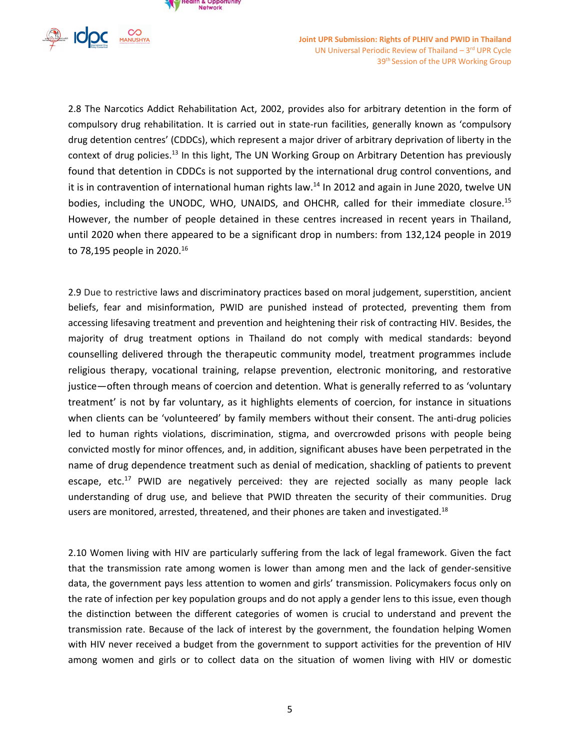2.8 The Narcotics Addict Rehabilitation Act, 2002, provides also for arbitrary detention in the form of compulsory drug rehabilitation. It is carried out in state-run facilities, generally known as 'compulsory drug detention centres' (CDDCs), which represent a major driver of arbitrary deprivation of liberty in the context of drug policies.[13] In this light, The UN Working Group on Arbitrary Detention has previously found that detention in CDDCs is not supported by the international drug control conventions, and it is in contravention of international human rights law.[14] In 2012 and again in June 2020, twelve UN bodies, including the UNODC, WHO, UNAIDS, and OHCHR, called for their immediate closure.[15] However, the number of people detained in these centres increased in recent years in Thailand, until 2020 when there appeared to be a significant drop in numbers: from 132,124 people in 2019 to 78,195 people in 2020.[16]

2.9 Due to restrictive laws and discriminatory practices based on moral judgement, superstition, ancient beliefs, fear and misinformation, PWID are punished instead of protected, preventing them from accessing lifesaving treatment and prevention and heightening their risk of contracting HIV. Besides, the majority of drug treatment options in Thailand do not comply with medical standards: beyond counselling delivered through the therapeutic community model, treatment programmes include religious therapy, vocational training, relapse prevention, electronic monitoring, and restorative justice—often through means of coercion and detention. What is generally referred to as 'voluntary treatment' is not by far voluntary, as it highlights elements of coercion, for instance in situations when clients can be 'volunteered' by family members without their consent. The anti-drug policies led to human rights violations, discrimination, stigma, and overcrowded prisons with people being convicted mostly for minor offences, and, in addition, significant abuses have been perpetrated in the name of drug dependence treatment such as denial of medication, shackling of patients to prevent escape, etc.[17] PWID are negatively perceived: they are rejected socially as many people lack understanding of drug use, and believe that PWID threaten the security of their communities. Drug users are monitored, arrested, threatened, and their phones are taken and investigated.[18]

2.10 Women living with HIV are particularly suffering from the lack of legal framework. Given the fact that the transmission rate among women is lower than among men and the lack of gender-sensitive data, the government pays less attention to women and girls' transmission. Policymakers focus only on the rate of infection per key population groups and do not apply a gender lens to this issue, even though the distinction between the different categories of women is crucial to understand and prevent the transmission rate. Because of the lack of interest by the government, the foundation helping Women with HIV never received a budget from the government to support activities for the prevention of HIV among women and girls or to collect data on the situation of women living with HIV or domestic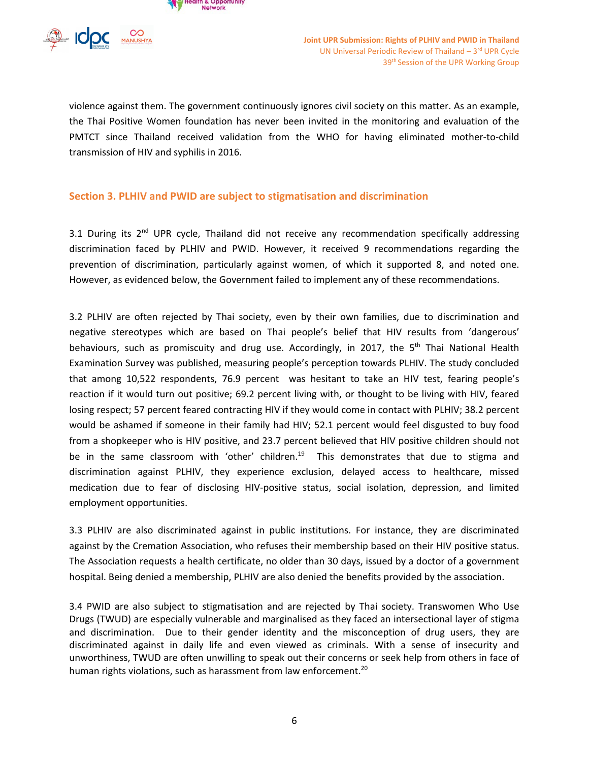violence against them. The government continuously ignores civil society on this matter. As an example, the Thai Positive Women foundation has never been invited in the monitoring and evaluation of the PMTCT since Thailand received validation from the WHO for having eliminated mother-to-child transmission of HIV and syphilis in 2016.

## Section 3. PLHIV and PWID are subject to stigmatisation and discrimination

3.1 During its 2nd UPR cycle, Thailand did not receive any recommendation specifically addressing discrimination faced by PLHIV and PWID. However, it received 9 recommendations regarding the prevention of discrimination, particularly against women, of which it supported 8, and noted one. However, as evidenced below, the Government failed to implement any of these recommendations.

3.2 PLHIV are often rejected by Thai society, even by their own families, due to discrimination and negative stereotypes which are based on Thai people's belief that HIV results from 'dangerous' behaviours, such as promiscuity and drug use. Accordingly, in 2017, the 5th Thai National Health Examination Survey was published, measuring people's perception towards PLHIV. The study concluded that among 10,522 respondents, 76.9 percent was hesitant to take an HIV test, fearing people's reaction if it would turn out positive; 69.2 percent living with, or thought to be living with HIV, feared losing respect; 57 percent feared contracting HIV if they would come in contact with PLHIV; 38.2 percent would be ashamed if someone in their family had HIV; 52.1 percent would feel disgusted to buy food from a shopkeeper who is HIV positive, and 23.7 percent believed that HIV positive children should not be in the same classroom with 'other' children.[19] This demonstrates that due to stigma and discrimination against PLHIV, they experience exclusion, delayed access to healthcare, missed medication due to fear of disclosing HIV-positive status, social isolation, depression, and limited employment opportunities.

3.3 PLHIV are also discriminated against in public institutions. For instance, they are discriminated against by the Cremation Association, who refuses their membership based on their HIV positive status. The Association requests a health certificate, no older than 30 days, issued by a doctor of a government hospital. Being denied a membership, PLHIV are also denied the benefits provided by the association.

3.4 PWID are also subject to stigmatisation and are rejected by Thai society. Transwomen Who Use Drugs (TWUD) are especially vulnerable and marginalised as they faced an intersectional layer of stigma and discrimination. Due to their gender identity and the misconception of drug users, they are discriminated against in daily life and even viewed as criminals. With a sense of insecurity and unworthiness, TWUD are often unwilling to speak out their concerns or seek help from others in face of human rights violations, such as harassment from law enforcement.[20]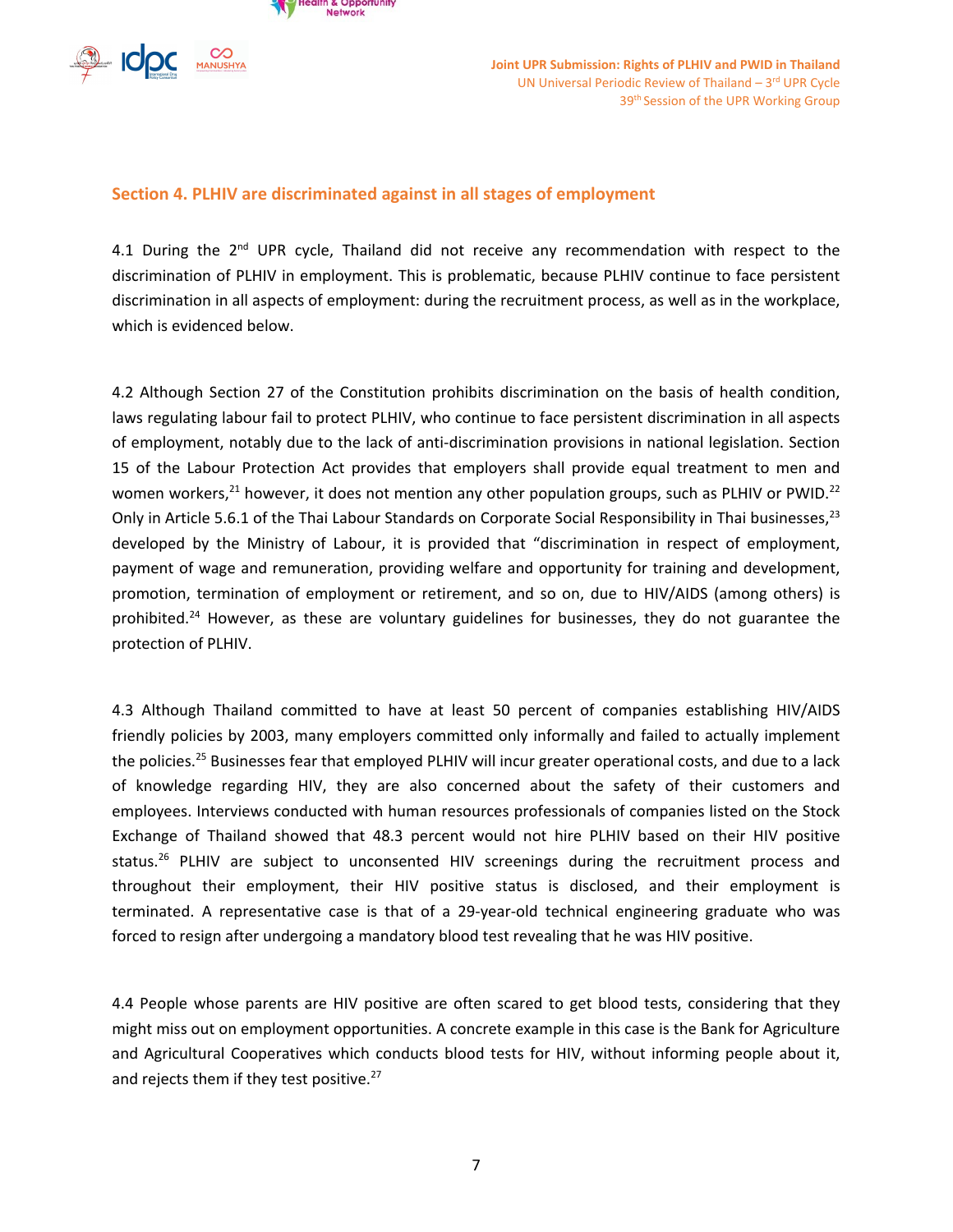## Section 4. PLHIV are discriminated against in all stages of employment

4.1 During the 2nd UPR cycle, Thailand did not receive any recommendation with respect to the discrimination of PLHIV in employment. This is problematic, because PLHIV continue to face persistent discrimination in all aspects of employment: during the recruitment process, as well as in the workplace, which is evidenced below.

4.2 Although Section 27 of the Constitution prohibits discrimination on the basis of health condition, laws regulating labour fail to protect PLHIV, who continue to face persistent discrimination in all aspects of employment, notably due to the lack of anti-discrimination provisions in national legislation. Section 15 of the Labour Protection Act provides that employers shall provide equal treatment to men and women workers,[21] however, it does not mention any other population groups, such as PLHIV or PWID.[22] Only in Article 5.6.1 of the Thai Labour Standards on Corporate Social Responsibility in Thai businesses,[23] developed by the Ministry of Labour, it is provided that "discrimination in respect of employment, payment of wage and remuneration, providing welfare and opportunity for training and development, promotion, termination of employment or retirement, and so on, due to HIV/AIDS (among others) is prohibited.[24] However, as these are voluntary guidelines for businesses, they do not guarantee the protection of PLHIV.

4.3 Although Thailand committed to have at least 50 percent of companies establishing HIV/AIDS friendly policies by 2003, many employers committed only informally and failed to actually implement the policies.[25] Businesses fear that employed PLHIV will incur greater operational costs, and due to a lack of knowledge regarding HIV, they are also concerned about the safety of their customers and employees. Interviews conducted with human resources professionals of companies listed on the Stock Exchange of Thailand showed that 48.3 percent would not hire PLHIV based on their HIV positive status.[26] PLHIV are subject to unconsented HIV screenings during the recruitment process and throughout their employment, their HIV positive status is disclosed, and their employment is terminated. A representative case is that of a 29-year-old technical engineering graduate who was forced to resign after undergoing a mandatory blood test revealing that he was HIV positive.

4.4 People whose parents are HIV positive are often scared to get blood tests, considering that they might miss out on employment opportunities. A concrete example in this case is the Bank for Agriculture and Agricultural Cooperatives which conducts blood tests for HIV, without informing people about it, and rejects them if they test positive.[27]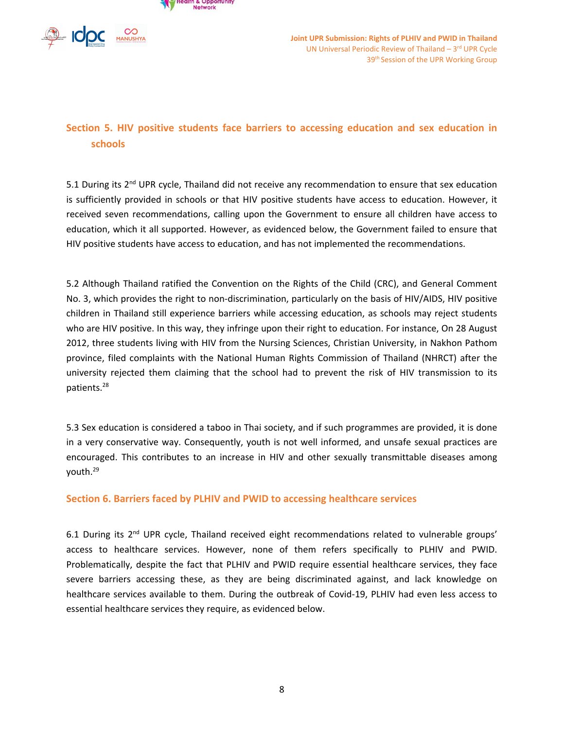## Section 5. HIV positive students face barriers to accessing education and sex education in schools

5.1 During its 2nd UPR cycle, Thailand did not receive any recommendation to ensure that sex education is sufficiently provided in schools or that HIV positive students have access to education. However, it received seven recommendations, calling upon the Government to ensure all children have access to education, which it all supported. However, as evidenced below, the Government failed to ensure that HIV positive students have access to education, and has not implemented the recommendations.

5.2 Although Thailand ratified the Convention on the Rights of the Child (CRC), and General Comment No. 3, which provides the right to non-discrimination, particularly on the basis of HIV/AIDS, HIV positive children in Thailand still experience barriers while accessing education, as schools may reject students who are HIV positive. In this way, they infringe upon their right to education. For instance, On 28 August 2012, three students living with HIV from the Nursing Sciences, Christian University, in Nakhon Pathom province, filed complaints with the National Human Rights Commission of Thailand (NHRCT) after the university rejected them claiming that the school had to prevent the risk of HIV transmission to its patients.[28]

5.3 Sex education is considered a taboo in Thai society, and if such programmes are provided, it is done in a very conservative way. Consequently, youth is not well informed, and unsafe sexual practices are encouraged. This contributes to an increase in HIV and other sexually transmittable diseases among youth.[29]

## Section 6. Barriers faced by PLHIV and PWID to accessing healthcare services

6.1 During its 2nd UPR cycle, Thailand received eight recommendations related to vulnerable groups' access to healthcare services. However, none of them refers specifically to PLHIV and PWID. Problematically, despite the fact that PLHIV and PWID require essential healthcare services, they face severe barriers accessing these, as they are being discriminated against, and lack knowledge on healthcare services available to them. During the outbreak of Covid-19, PLHIV had even less access to essential healthcare services they require, as evidenced below.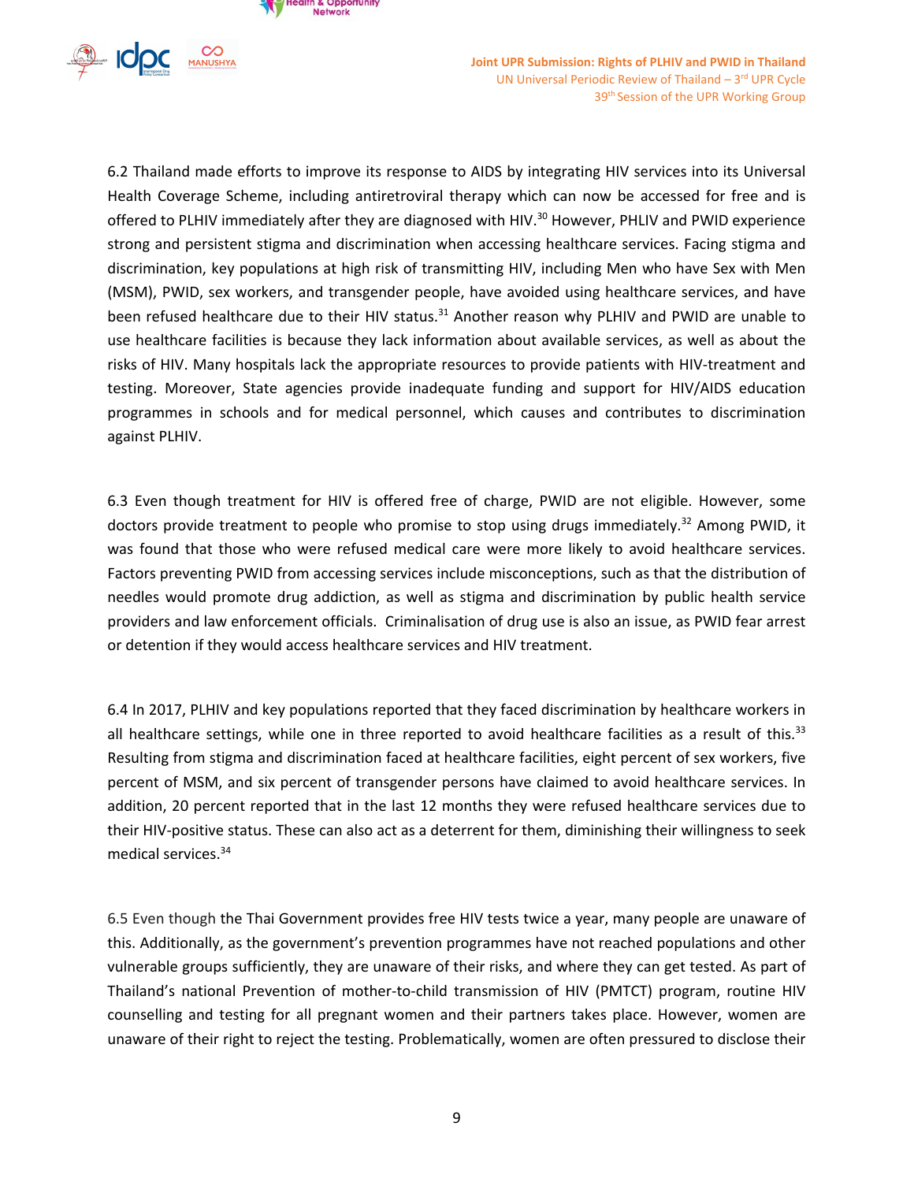6.2 Thailand made efforts to improve its response to AIDS by integrating HIV services into its Universal Health Coverage Scheme, including antiretroviral therapy which can now be accessed for free and is offered to PLHIV immediately after they are diagnosed with HIV.[30] However, PHLIV and PWID experience strong and persistent stigma and discrimination when accessing healthcare services. Facing stigma and discrimination, key populations at high risk of transmitting HIV, including Men who have Sex with Men (MSM), PWID, sex workers, and transgender people, have avoided using healthcare services, and have been refused healthcare due to their HIV status.[31] Another reason why PLHIV and PWID are unable to use healthcare facilities is because they lack information about available services, as well as about the risks of HIV. Many hospitals lack the appropriate resources to provide patients with HIV-treatment and testing. Moreover, State agencies provide inadequate funding and support for HIV/AIDS education programmes in schools and for medical personnel, which causes and contributes to discrimination against PLHIV.

6.3 Even though treatment for HIV is offered free of charge, PWID are not eligible. However, some doctors provide treatment to people who promise to stop using drugs immediately.[32] Among PWID, it was found that those who were refused medical care were more likely to avoid healthcare services. Factors preventing PWID from accessing services include misconceptions, such as that the distribution of needles would promote drug addiction, as well as stigma and discrimination by public health service providers and law enforcement officials. Criminalisation of drug use is also an issue, as PWID fear arrest or detention if they would access healthcare services and HIV treatment.

6.4 In 2017, PLHIV and key populations reported that they faced discrimination by healthcare workers in all healthcare settings, while one in three reported to avoid healthcare facilities as a result of this.[33] Resulting from stigma and discrimination faced at healthcare facilities, eight percent of sex workers, five percent of MSM, and six percent of transgender persons have claimed to avoid healthcare services. In addition, 20 percent reported that in the last 12 months they were refused healthcare services due to their HIV-positive status. These can also act as a deterrent for them, diminishing their willingness to seek medical services.[34]

6.5 Even though the Thai Government provides free HIV tests twice a year, many people are unaware of this. Additionally, as the government's prevention programmes have not reached populations and other vulnerable groups sufficiently, they are unaware of their risks, and where they can get tested. As part of Thailand's national Prevention of mother-to-child transmission of HIV (PMTCT) program, routine HIV counselling and testing for all pregnant women and their partners takes place. However, women are unaware of their right to reject the testing. Problematically, women are often pressured to disclose their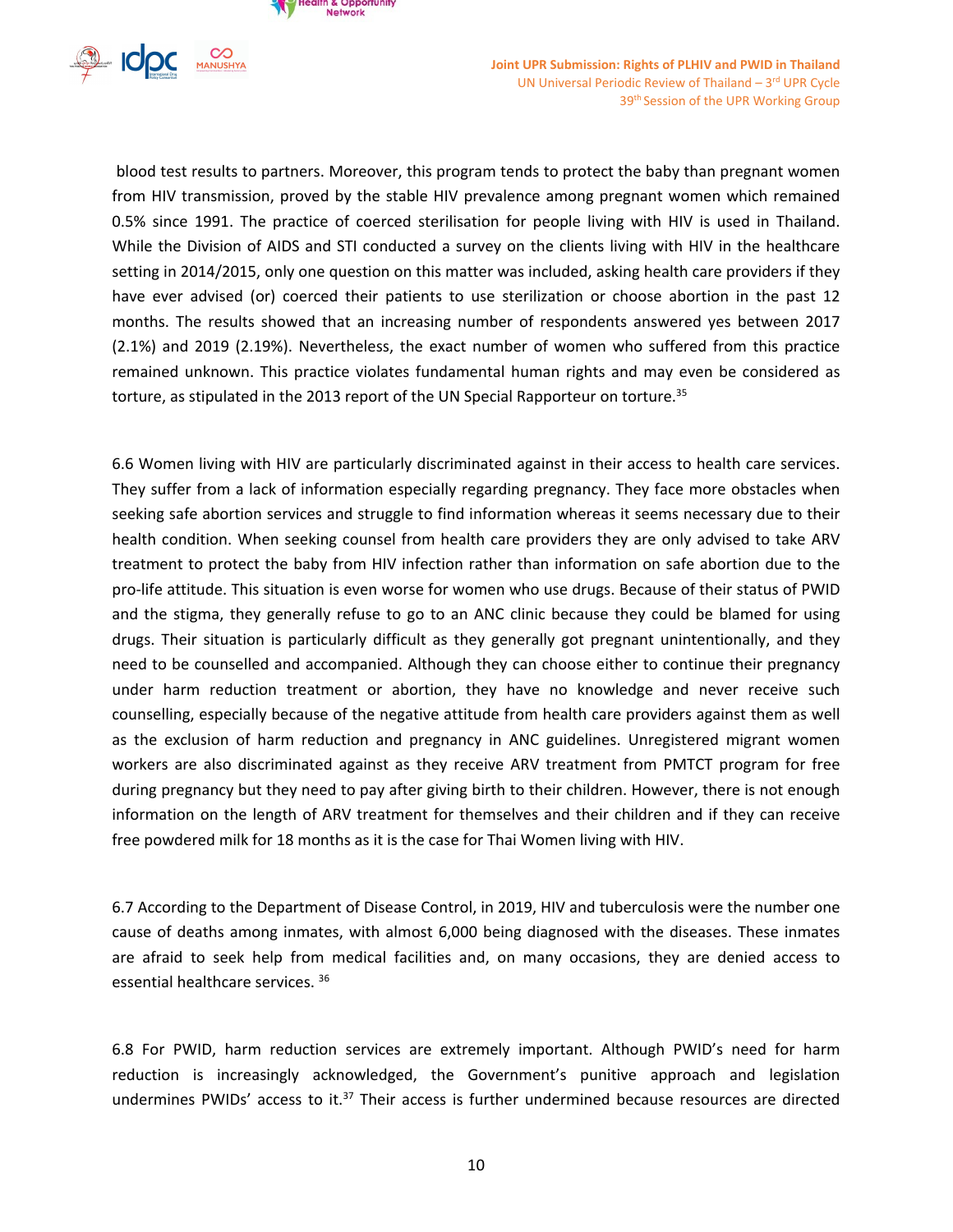blood test results to partners. Moreover, this program tends to protect the baby than pregnant women from HIV transmission, proved by the stable HIV prevalence among pregnant women which remained 0.5% since 1991. The practice of coerced sterilisation for people living with HIV is used in Thailand. While the Division of AIDS and STI conducted a survey on the clients living with HIV in the healthcare setting in 2014/2015, only one question on this matter was included, asking health care providers if they have ever advised (or) coerced their patients to use sterilization or choose abortion in the past 12 months. The results showed that an increasing number of respondents answered yes between 2017 (2.1%) and 2019 (2.19%). Nevertheless, the exact number of women who suffered from this practice remained unknown. This practice violates fundamental human rights and may even be considered as torture, as stipulated in the 2013 report of the UN Special Rapporteur on torture.[35]

6.6 Women living with HIV are particularly discriminated against in their access to health care services. They suffer from a lack of information especially regarding pregnancy. They face more obstacles when seeking safe abortion services and struggle to find information whereas it seems necessary due to their health condition. When seeking counsel from health care providers they are only advised to take ARV treatment to protect the baby from HIV infection rather than information on safe abortion due to the pro-life attitude. This situation is even worse for women who use drugs. Because of their status of PWID and the stigma, they generally refuse to go to an ANC clinic because they could be blamed for using drugs. Their situation is particularly difficult as they generally got pregnant unintentionally, and they need to be counselled and accompanied. Although they can choose either to continue their pregnancy under harm reduction treatment or abortion, they have no knowledge and never receive such counselling, especially because of the negative attitude from health care providers against them as well as the exclusion of harm reduction and pregnancy in ANC guidelines. Unregistered migrant women workers are also discriminated against as they receive ARV treatment from PMTCT program for free during pregnancy but they need to pay after giving birth to their children. However, there is not enough information on the length of ARV treatment for themselves and their children and if they can receive free powdered milk for 18 months as it is the case for Thai Women living with HIV.

6.7 According to the Department of Disease Control, in 2019, HIV and tuberculosis were the number one cause of deaths among inmates, with almost 6,000 being diagnosed with the diseases. These inmates are afraid to seek help from medical facilities and, on many occasions, they are denied access to essential healthcare services. [36]

6.8 For PWID, harm reduction services are extremely important. Although PWID's need for harm reduction is increasingly acknowledged, the Government's punitive approach and legislation undermines PWIDs' access to it.[37] Their access is further undermined because resources are directed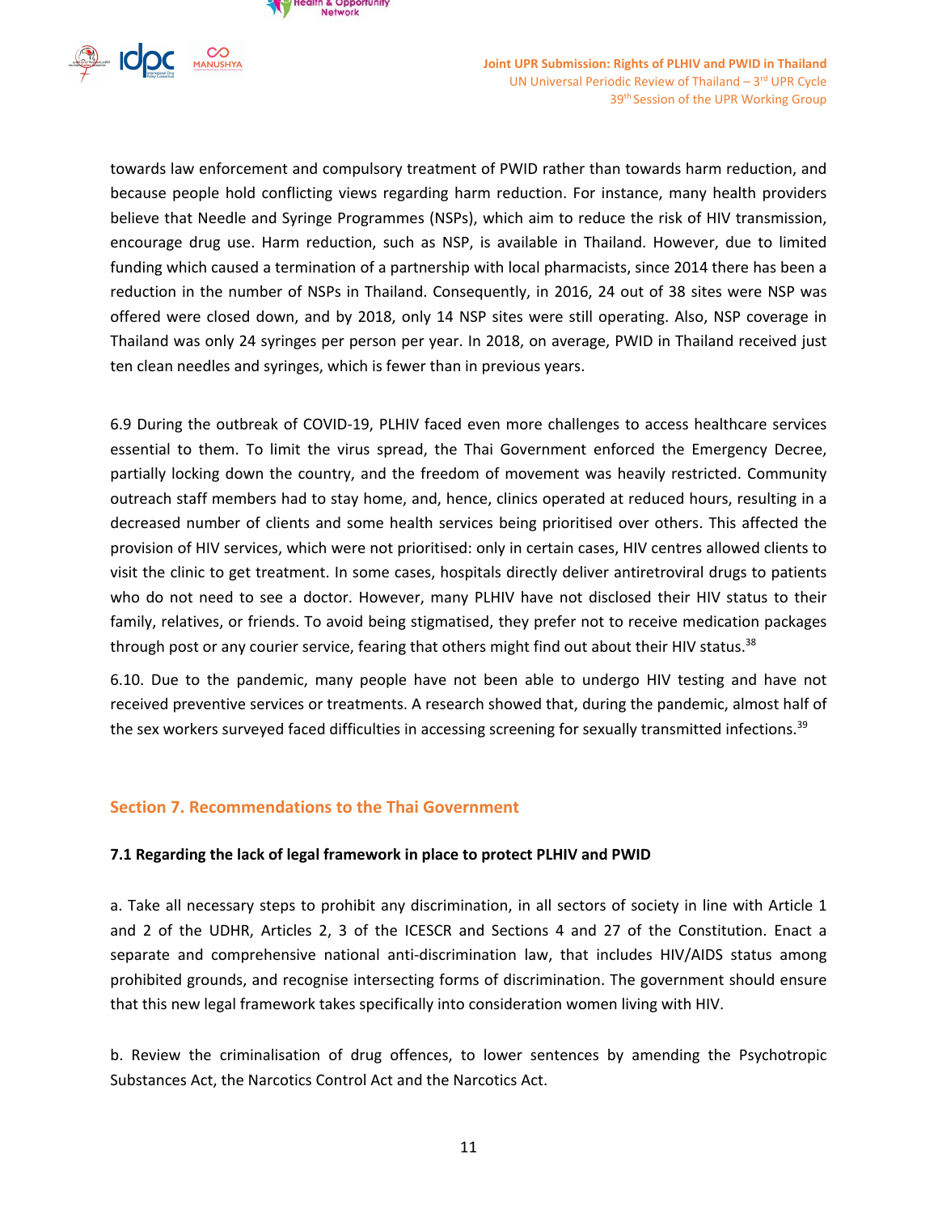towards law enforcement and compulsory treatment of PWID rather than towards harm reduction, and because people hold conflicting views regarding harm reduction. For instance, many health providers believe that Needle and Syringe Programmes (NSPs), which aim to reduce the risk of HIV transmission, encourage drug use. Harm reduction, such as NSP, is available in Thailand. However, due to limited funding which caused a termination of a partnership with local pharmacists, since 2014 there has been a reduction in the number of NSPs in Thailand. Consequently, in 2016, 24 out of 38 sites were NSP was offered were closed down, and by 2018, only 14 NSP sites were still operating. Also, NSP coverage in Thailand was only 24 syringes per person per year. In 2018, on average, PWID in Thailand received just ten clean needles and syringes, which is fewer than in previous years.

6.9 During the outbreak of COVID-19, PLHIV faced even more challenges to access healthcare services essential to them. To limit the virus spread, the Thai Government enforced the Emergency Decree, partially locking down the country, and the freedom of movement was heavily restricted. Community outreach staff members had to stay home, and, hence, clinics operated at reduced hours, resulting in a decreased number of clients and some health services being prioritised over others. This affected the provision of HIV services, which were not prioritised: only in certain cases, HIV centres allowed clients to visit the clinic to get treatment. In some cases, hospitals directly deliver antiretroviral drugs to patients who do not need to see a doctor. However, many PLHIV have not disclosed their HIV status to their family, relatives, or friends. To avoid being stigmatised, they prefer not to receive medication packages through post or any courier service, fearing that others might find out about their HIV status.[38]

6.10. Due to the pandemic, many people have not been able to undergo HIV testing and have not received preventive services or treatments. A research showed that, during the pandemic, almost half of the sex workers surveyed faced difficulties in accessing screening for sexually transmitted infections.[39]

## Section 7. Recommendations to the Thai Government

### 7.1 Regarding the lack of legal framework in place to protect PLHIV and PWID

a. Take all necessary steps to prohibit any discrimination, in all sectors of society in line with Article 1 and 2 of the UDHR, Articles 2, 3 of the ICESCR and Sections 4 and 27 of the Constitution. Enact a separate and comprehensive national anti-discrimination law, that includes HIV/AIDS status among prohibited grounds, and recognise intersecting forms of discrimination. The government should ensure that this new legal framework takes specifically into consideration women living with HIV.

b. Review the criminalisation of drug offences, to lower sentences by amending the Psychotropic Substances Act, the Narcotics Control Act and the Narcotics Act.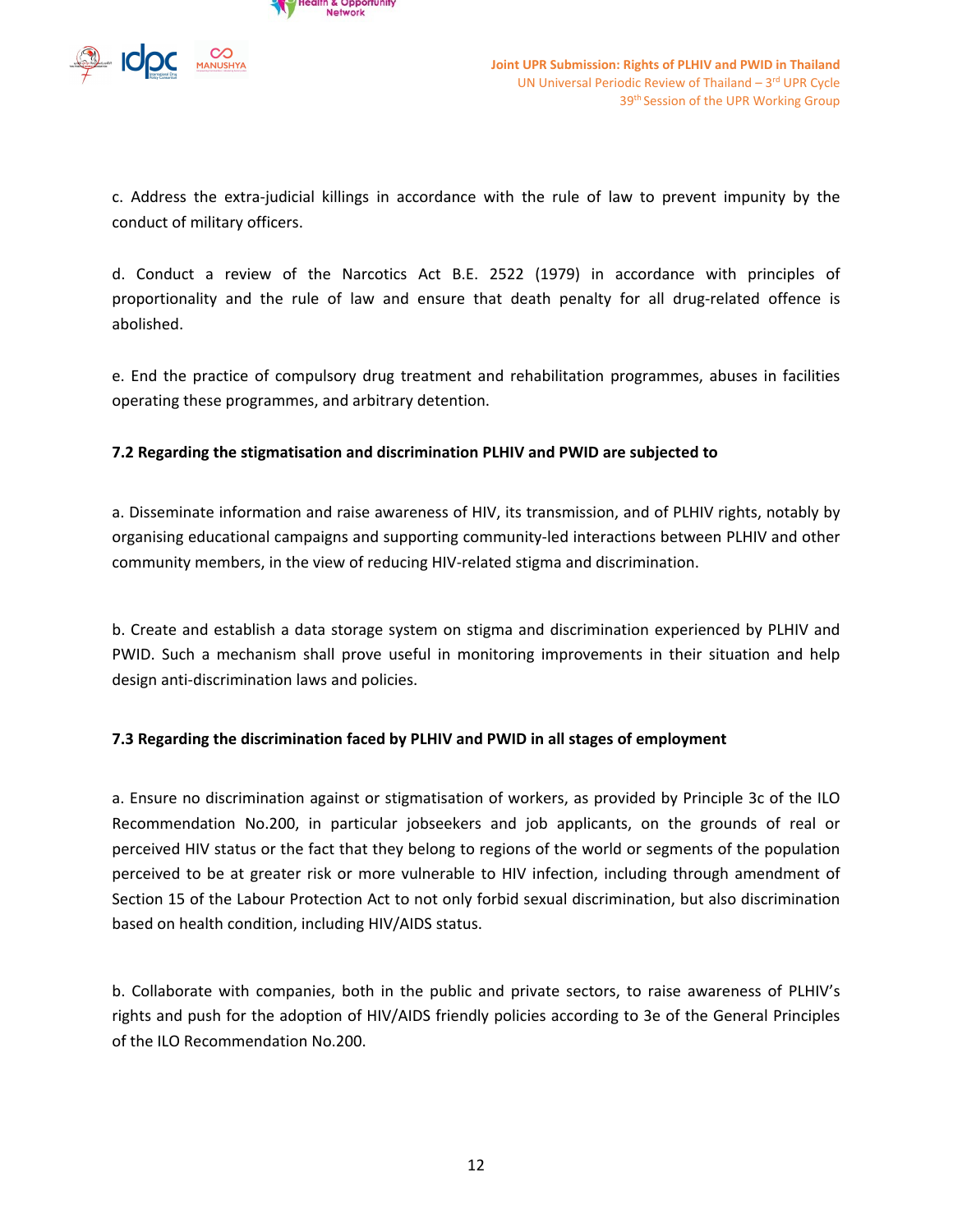c. Address the extra-judicial killings in accordance with the rule of law to prevent impunity by the conduct of military officers.

d. Conduct a review of the Narcotics Act B.E. 2522 (1979) in accordance with principles of proportionality and the rule of law and ensure that death penalty for all drug-related offence is abolished.

e. End the practice of compulsory drug treatment and rehabilitation programmes, abuses in facilities operating these programmes, and arbitrary detention.

**7.2 Regarding the stigmatisation and discrimination PLHIV and PWID are subjected to**

a. Disseminate information and raise awareness of HIV, its transmission, and of PLHIV rights, notably by organising educational campaigns and supporting community-led interactions between PLHIV and other community members, in the view of reducing HIV-related stigma and discrimination.

b. Create and establish a data storage system on stigma and discrimination experienced by PLHIV and PWID. Such a mechanism shall prove useful in monitoring improvements in their situation and help design anti-discrimination laws and policies.

**7.3 Regarding the discrimination faced by PLHIV and PWID in all stages of employment**

a. Ensure no discrimination against or stigmatisation of workers, as provided by Principle 3c of the ILO Recommendation No.200, in particular jobseekers and job applicants, on the grounds of real or perceived HIV status or the fact that they belong to regions of the world or segments of the population perceived to be at greater risk or more vulnerable to HIV infection, including through amendment of Section 15 of the Labour Protection Act to not only forbid sexual discrimination, but also discrimination based on health condition, including HIV/AIDS status.

b. Collaborate with companies, both in the public and private sectors, to raise awareness of PLHIV's rights and push for the adoption of HIV/AIDS friendly policies according to 3e of the General Principles of the ILO Recommendation No.200.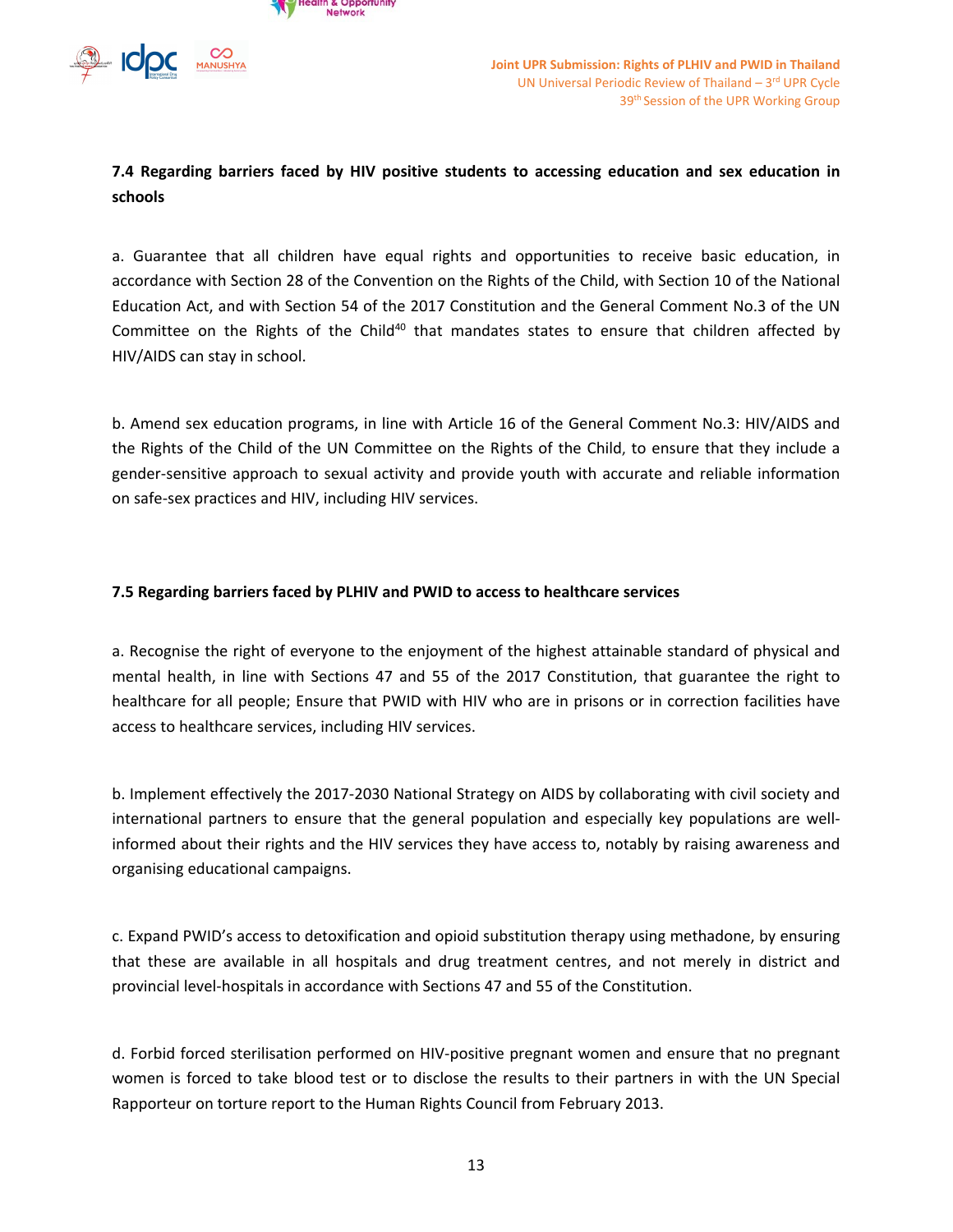**7.4 Regarding barriers faced by HIV positive students to accessing education and sex education in schools**

a. Guarantee that all children have equal rights and opportunities to receive basic education, in accordance with Section 28 of the Convention on the Rights of the Child, with Section 10 of the National Education Act, and with Section 54 of the 2017 Constitution and the General Comment No.3 of the UN Committee on the Rights of the Child[40] that mandates states to ensure that children affected by HIV/AIDS can stay in school.

b. Amend sex education programs, in line with Article 16 of the General Comment No.3: HIV/AIDS and the Rights of the Child of the UN Committee on the Rights of the Child, to ensure that they include a gender-sensitive approach to sexual activity and provide youth with accurate and reliable information on safe-sex practices and HIV, including HIV services.

**7.5 Regarding barriers faced by PLHIV and PWID to access to healthcare services**

a. Recognise the right of everyone to the enjoyment of the highest attainable standard of physical and mental health, in line with Sections 47 and 55 of the 2017 Constitution, that guarantee the right to healthcare for all people; Ensure that PWID with HIV who are in prisons or in correction facilities have access to healthcare services, including HIV services.

b. Implement effectively the 2017-2030 National Strategy on AIDS by collaborating with civil society and international partners to ensure that the general population and especially key populations are well-informed about their rights and the HIV services they have access to, notably by raising awareness and organising educational campaigns.

c. Expand PWID's access to detoxification and opioid substitution therapy using methadone, by ensuring that these are available in all hospitals and drug treatment centres, and not merely in district and provincial level-hospitals in accordance with Sections 47 and 55 of the Constitution.

d. Forbid forced sterilisation performed on HIV-positive pregnant women and ensure that no pregnant women is forced to take blood test or to disclose the results to their partners in with the UN Special Rapporteur on torture report to the Human Rights Council from February 2013.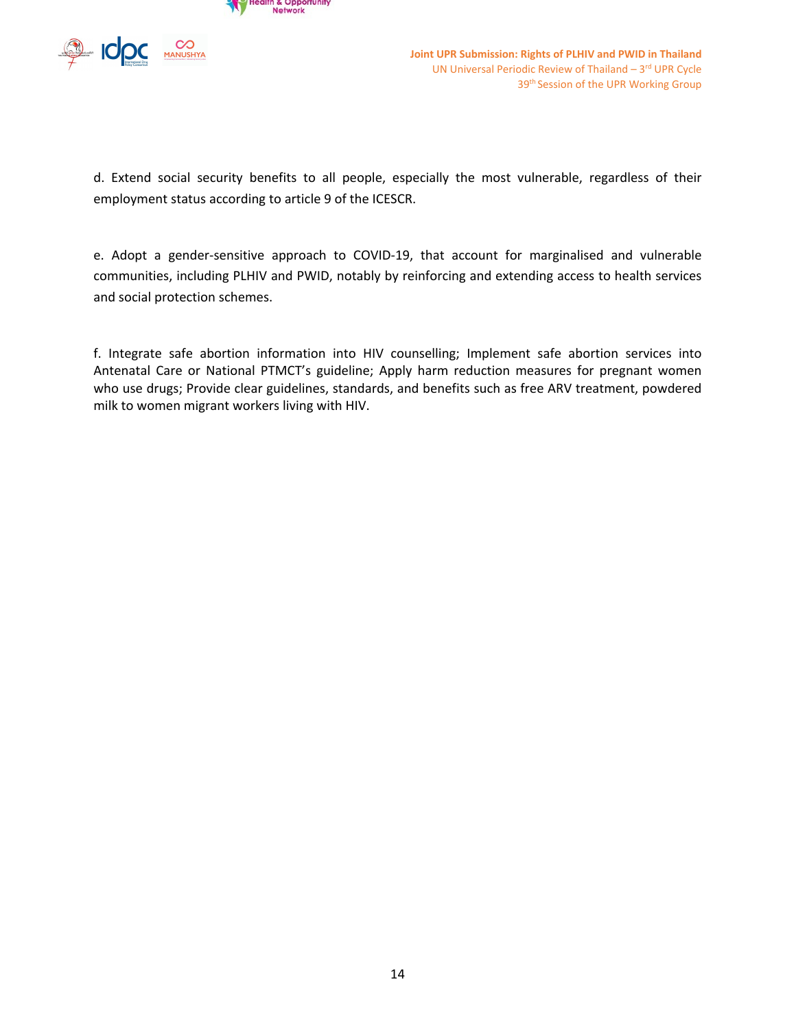d. Extend social security benefits to all people, especially the most vulnerable, regardless of their employment status according to article 9 of the ICESCR.

e. Adopt a gender-sensitive approach to COVID-19, that account for marginalised and vulnerable communities, including PLHIV and PWID, notably by reinforcing and extending access to health services and social protection schemes.

f. Integrate safe abortion information into HIV counselling; Implement safe abortion services into Antenatal Care or National PTMCT's guideline; Apply harm reduction measures for pregnant women who use drugs; Provide clear guidelines, standards, and benefits such as free ARV treatment, powdered milk to women migrant workers living with HIV.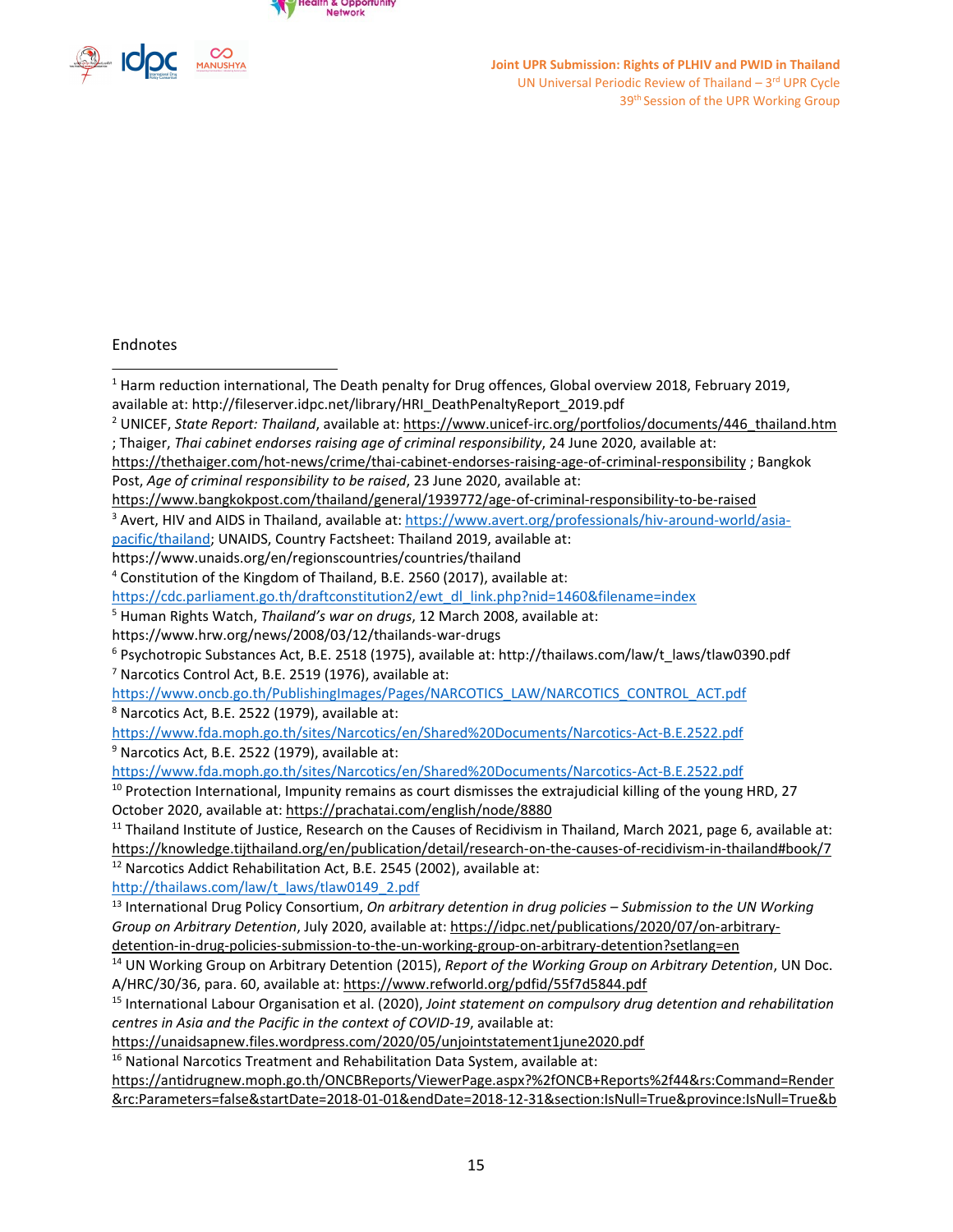Endnotes

[1] Harm reduction international, The Death penalty for Drug offences, Global overview 2018, February 2019, available at: http://fileserver.idpc.net/library/HRI_DeathPenaltyReport_2019.pdf

[2] UNICEF, *State Report: Thailand*, available at: https://www.unicef-irc.org/portfolios/documents/446_thailand.htm ; Thaiger, *Thai cabinet endorses raising age of criminal responsibility*, 24 June 2020, available at: https://thethaiger.com/hot-news/crime/thai-cabinet-endorses-raising-age-of-criminal-responsibility ; Bangkok Post, *Age of criminal responsibility to be raised*, 23 June 2020, available at: https://www.bangkokpost.com/thailand/general/1939772/age-of-criminal-responsibility-to-be-raised

[3] Avert, HIV and AIDS in Thailand, available at: https://www.avert.org/professionals/hiv-around-world/asia-pacific/thailand; UNAIDS, Country Factsheet: Thailand 2019, available at: https://www.unaids.org/en/regionscountries/countries/thailand

[4] Constitution of the Kingdom of Thailand, B.E. 2560 (2017), available at: https://cdc.parliament.go.th/draftconstitution2/ewt_dl_link.php?nid=1460&filename=index

[5] Human Rights Watch, *Thailand's war on drugs*, 12 March 2008, available at: https://www.hrw.org/news/2008/03/12/thailands-war-drugs

[6] Psychotropic Substances Act, B.E. 2518 (1975), available at: http://thailaws.com/law/t_laws/tlaw0390.pdf

[7] Narcotics Control Act, B.E. 2519 (1976), available at: https://www.oncb.go.th/PublishingImages/Pages/NARCOTICS_LAW/NARCOTICS_CONTROL_ACT.pdf

[8] Narcotics Act, B.E. 2522 (1979), available at: https://www.fda.moph.go.th/sites/Narcotics/en/Shared%20Documents/Narcotics-Act-B.E.2522.pdf

[9] Narcotics Act, B.E. 2522 (1979), available at: https://www.fda.moph.go.th/sites/Narcotics/en/Shared%20Documents/Narcotics-Act-B.E.2522.pdf

[10] Protection International, Impunity remains as court dismisses the extrajudicial killing of the young HRD, 27 October 2020, available at: https://prachatai.com/english/node/8880

[11] Thailand Institute of Justice, Research on the Causes of Recidivism in Thailand, March 2021, page 6, available at: https://knowledge.tijthailand.org/en/publication/detail/research-on-the-causes-of-recidivism-in-thailand#book/7

[12] Narcotics Addict Rehabilitation Act, B.E. 2545 (2002), available at: http://thailaws.com/law/t_laws/tlaw0149_2.pdf

[13] International Drug Policy Consortium, *On arbitrary detention in drug policies – Submission to the UN Working Group on Arbitrary Detention*, July 2020, available at: https://idpc.net/publications/2020/07/on-arbitrary-detention-in-drug-policies-submission-to-the-un-working-group-on-arbitrary-detention?setlang=en

[14] UN Working Group on Arbitrary Detention (2015), *Report of the Working Group on Arbitrary Detention*, UN Doc. A/HRC/30/36, para. 60, available at: https://www.refworld.org/pdfid/55f7d5844.pdf

[15] International Labour Organisation et al. (2020), *Joint statement on compulsory drug detention and rehabilitation centres in Asia and the Pacific in the context of COVID-19*, available at: https://unaidsapnew.files.wordpress.com/2020/05/unjointstatement1june2020.pdf

[16] National Narcotics Treatment and Rehabilitation Data System, available at: https://antidrugnew.moph.go.th/ONCBReports/ViewerPage.aspx?%2fONCB+Reports%2f44&rs:Command=Render&rc:Parameters=false&startDate=2018-01-01&endDate=2018-12-31&section:IsNull=True&province:IsNull=True&b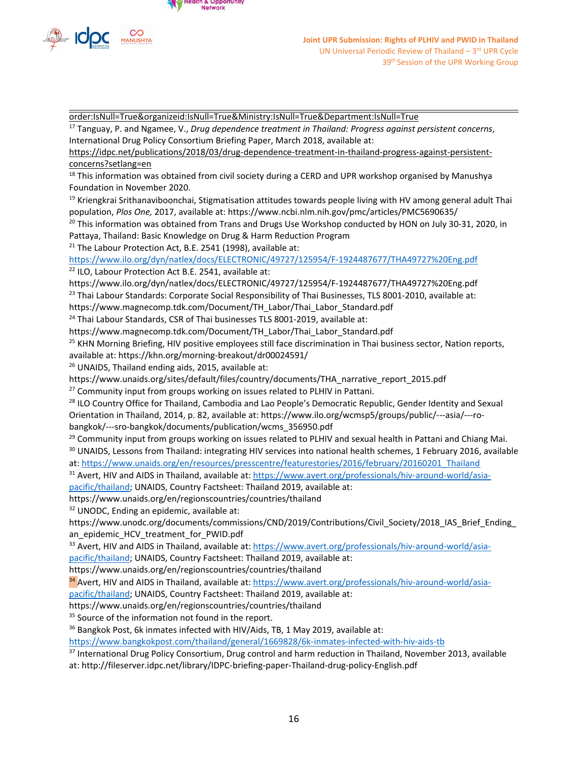order:IsNull=True&organizeid:IsNull=True&Ministry:IsNull=True&Department:IsNull=True

[17] Tanguay, P. and Ngamee, V., *Drug dependence treatment in Thailand: Progress against persistent concerns*, International Drug Policy Consortium Briefing Paper, March 2018, available at: https://idpc.net/publications/2018/03/drug-dependence-treatment-in-thailand-progress-against-persistent-concerns?setlang=en

[18] This information was obtained from civil society during a CERD and UPR workshop organised by Manushya Foundation in November 2020.

[19] Kriengkrai Srithanaviboonchai, Stigmatisation attitudes towards people living with HV among general adult Thai population, *Plos One,* 2017, available at: https://www.ncbi.nlm.nih.gov/pmc/articles/PMC5690635/

[20] This information was obtained from Trans and Drugs Use Workshop conducted by HON on July 30-31, 2020, in Pattaya, Thailand: Basic Knowledge on Drug & Harm Reduction Program

[21] The Labour Protection Act, B.E. 2541 (1998), available at: https://www.ilo.org/dyn/natlex/docs/ELECTRONIC/49727/125954/F-1924487677/THA49727%20Eng.pdf

[22] ILO, Labour Protection Act B.E. 2541, available at: https://www.ilo.org/dyn/natlex/docs/ELECTRONIC/49727/125954/F-1924487677/THA49727%20Eng.pdf

[23] Thai Labour Standards: Corporate Social Responsibility of Thai Businesses, TLS 8001-2010, available at: https://www.magnecomp.tdk.com/Document/TH_Labor/Thai_Labor_Standard.pdf

[24] Thai Labour Standards, CSR of Thai businesses TLS 8001-2019, available at: https://www.magnecomp.tdk.com/Document/TH_Labor/Thai_Labor_Standard.pdf

[25] KHN Morning Briefing, HIV positive employees still face discrimination in Thai business sector, Nation reports, available at: https://khn.org/morning-breakout/dr00024591/

[26] UNAIDS, Thailand ending aids, 2015, available at: https://www.unaids.org/sites/default/files/country/documents/THA_narrative_report_2015.pdf

[27] Community input from groups working on issues related to PLHIV in Pattani.

[28] ILO Country Office for Thailand, Cambodia and Lao People's Democratic Republic, Gender Identity and Sexual Orientation in Thailand, 2014, p. 82, available at: https://www.ilo.org/wcmsp5/groups/public/---asia/---ro-bangkok/---sro-bangkok/documents/publication/wcms_356950.pdf

[29] Community input from groups working on issues related to PLHIV and sexual health in Pattani and Chiang Mai.

[30] UNAIDS, Lessons from Thailand: integrating HIV services into national health schemes, 1 February 2016, available at: https://www.unaids.org/en/resources/presscentre/featurestories/2016/february/20160201_Thailand

[31] Avert, HIV and AIDS in Thailand, available at: https://www.avert.org/professionals/hiv-around-world/asia-pacific/thailand; UNAIDS, Country Factsheet: Thailand 2019, available at: https://www.unaids.org/en/regionscountries/countries/thailand

[32] UNODC, Ending an epidemic, available at: https://www.unodc.org/documents/commissions/CND/2019/Contributions/Civil_Society/2018_IAS_Brief_Ending_an_epidemic_HCV_treatment_for_PWID.pdf

[33] Avert, HIV and AIDS in Thailand, available at: https://www.avert.org/professionals/hiv-around-world/asia-pacific/thailand; UNAIDS, Country Factsheet: Thailand 2019, available at: https://www.unaids.org/en/regionscountries/countries/thailand

[34] Avert, HIV and AIDS in Thailand, available at: https://www.avert.org/professionals/hiv-around-world/asia-pacific/thailand; UNAIDS, Country Factsheet: Thailand 2019, available at: https://www.unaids.org/en/regionscountries/countries/thailand

[35] Source of the information not found in the report.

[36] Bangkok Post, 6k inmates infected with HIV/Aids, TB, 1 May 2019, available at: https://www.bangkokpost.com/thailand/general/1669828/6k-inmates-infected-with-hiv-aids-tb

[37] International Drug Policy Consortium, Drug control and harm reduction in Thailand, November 2013, available at: http://fileserver.idpc.net/library/IDPC-briefing-paper-Thailand-drug-policy-English.pdf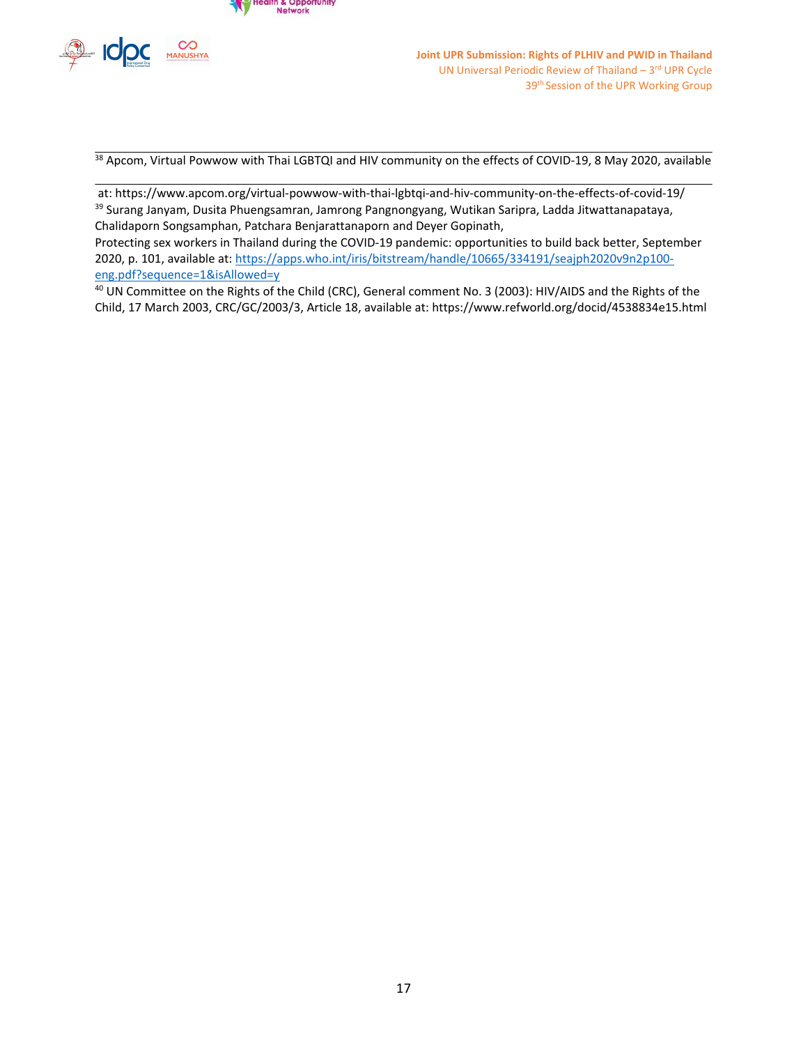[38] Apcom, Virtual Powwow with Thai LGBTQI and HIV community on the effects of COVID-19, 8 May 2020, available at: https://www.apcom.org/virtual-powwow-with-thai-lgbtqi-and-hiv-community-on-the-effects-of-covid-19/

[39] Surang Janyam, Dusita Phuengsamran, Jamrong Pangnongyang, Wutikan Saripra, Ladda Jitwattanapataya, Chalidaporn Songsamphan, Patchara Benjarattanaporn and Deyer Gopinath, Protecting sex workers in Thailand during the COVID-19 pandemic: opportunities to build back better, September 2020, p. 101, available at: https://apps.who.int/iris/bitstream/handle/10665/334191/seajph2020v9n2p100-eng.pdf?sequence=1&isAllowed=y

[40] UN Committee on the Rights of the Child (CRC), General comment No. 3 (2003): HIV/AIDS and the Rights of the Child, 17 March 2003, CRC/GC/2003/3, Article 18, available at: https://www.refworld.org/docid/4538834e15.html